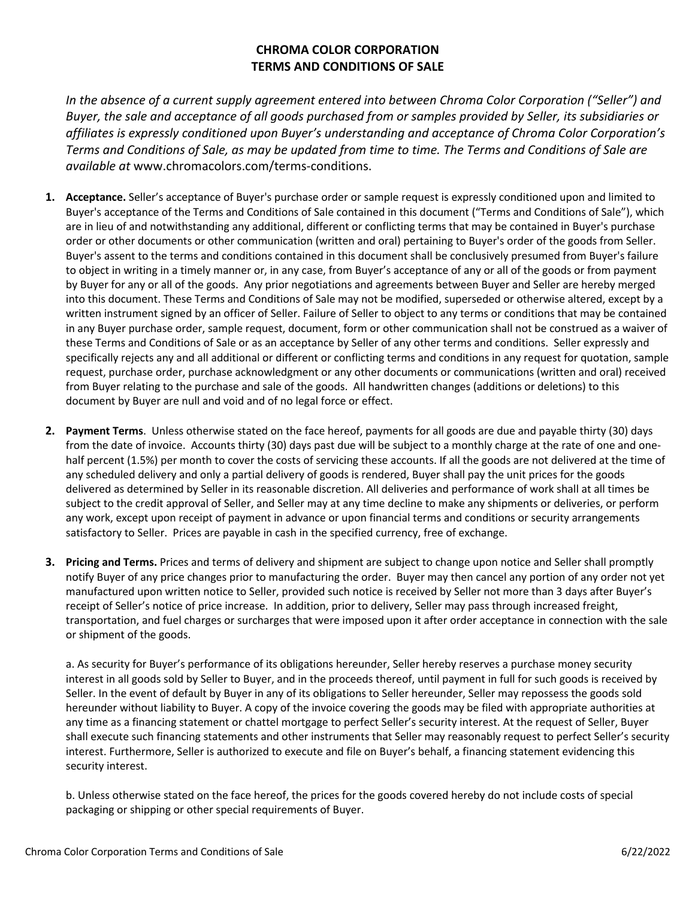# CHROMA COLOR CORPORATION
# TERMS AND CONDITIONS OF SALE

*In the absence of a current supply agreement entered into between Chroma Color Corporation ("Seller") and Buyer, the sale and acceptance of all goods purchased from or samples provided by Seller, its subsidiaries or affiliates is expressly conditioned upon Buyer's understanding and acceptance of Chroma Color Corporation's Terms and Conditions of Sale, as may be updated from time to time. The Terms and Conditions of Sale are available at* www.chromacolors.com/terms-conditions.

1. **Acceptance.** Seller's acceptance of Buyer's purchase order or sample request is expressly conditioned upon and limited to Buyer's acceptance of the Terms and Conditions of Sale contained in this document ("Terms and Conditions of Sale"), which are in lieu of and notwithstanding any additional, different or conflicting terms that may be contained in Buyer's purchase order or other documents or other communication (written and oral) pertaining to Buyer's order of the goods from Seller. Buyer's assent to the terms and conditions contained in this document shall be conclusively presumed from Buyer's failure to object in writing in a timely manner or, in any case, from Buyer's acceptance of any or all of the goods or from payment by Buyer for any or all of the goods. Any prior negotiations and agreements between Buyer and Seller are hereby merged into this document. These Terms and Conditions of Sale may not be modified, superseded or otherwise altered, except by a written instrument signed by an officer of Seller. Failure of Seller to object to any terms or conditions that may be contained in any Buyer purchase order, sample request, document, form or other communication shall not be construed as a waiver of these Terms and Conditions of Sale or as an acceptance by Seller of any other terms and conditions. Seller expressly and specifically rejects any and all additional or different or conflicting terms and conditions in any request for quotation, sample request, purchase order, purchase acknowledgment or any other documents or communications (written and oral) received from Buyer relating to the purchase and sale of the goods. All handwritten changes (additions or deletions) to this document by Buyer are null and void and of no legal force or effect.

2. **Payment Terms**. Unless otherwise stated on the face hereof, payments for all goods are due and payable thirty (30) days from the date of invoice. Accounts thirty (30) days past due will be subject to a monthly charge at the rate of one and one-half percent (1.5%) per month to cover the costs of servicing these accounts. If all the goods are not delivered at the time of any scheduled delivery and only a partial delivery of goods is rendered, Buyer shall pay the unit prices for the goods delivered as determined by Seller in its reasonable discretion. All deliveries and performance of work shall at all times be subject to the credit approval of Seller, and Seller may at any time decline to make any shipments or deliveries, or perform any work, except upon receipt of payment in advance or upon financial terms and conditions or security arrangements satisfactory to Seller. Prices are payable in cash in the specified currency, free of exchange.

3. **Pricing and Terms.** Prices and terms of delivery and shipment are subject to change upon notice and Seller shall promptly notify Buyer of any price changes prior to manufacturing the order. Buyer may then cancel any portion of any order not yet manufactured upon written notice to Seller, provided such notice is received by Seller not more than 3 days after Buyer's receipt of Seller's notice of price increase. In addition, prior to delivery, Seller may pass through increased freight, transportation, and fuel charges or surcharges that were imposed upon it after order acceptance in connection with the sale or shipment of the goods.

   a. As security for Buyer's performance of its obligations hereunder, Seller hereby reserves a purchase money security interest in all goods sold by Seller to Buyer, and in the proceeds thereof, until payment in full for such goods is received by Seller. In the event of default by Buyer in any of its obligations to Seller hereunder, Seller may repossess the goods sold hereunder without liability to Buyer. A copy of the invoice covering the goods may be filed with appropriate authorities at any time as a financing statement or chattel mortgage to perfect Seller's security interest. At the request of Seller, Buyer shall execute such financing statements and other instruments that Seller may reasonably request to perfect Seller's security interest. Furthermore, Seller is authorized to execute and file on Buyer's behalf, a financing statement evidencing this security interest.

   b. Unless otherwise stated on the face hereof, the prices for the goods covered hereby do not include costs of special packaging or shipping or other special requirements of Buyer.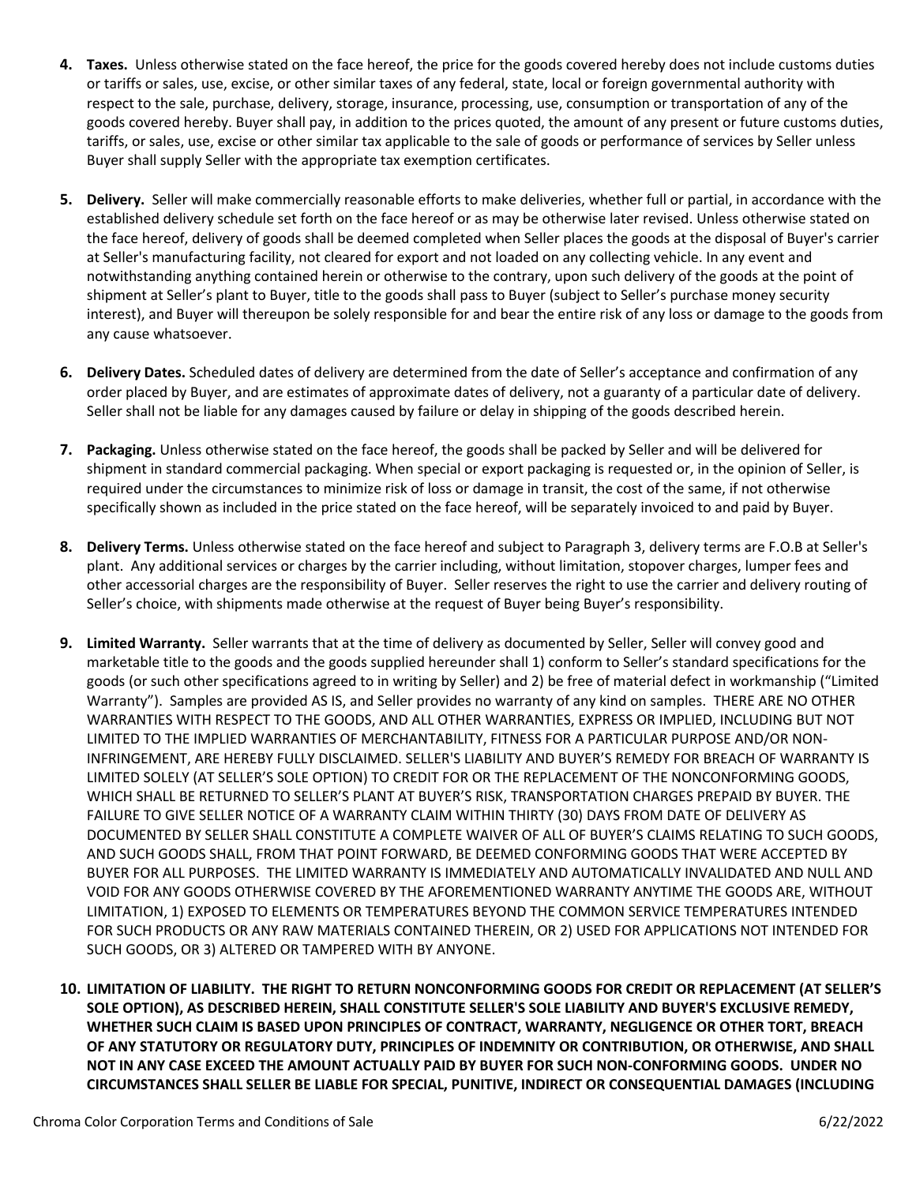4. **Taxes.** Unless otherwise stated on the face hereof, the price for the goods covered hereby does not include customs duties or tariffs or sales, use, excise, or other similar taxes of any federal, state, local or foreign governmental authority with respect to the sale, purchase, delivery, storage, insurance, processing, use, consumption or transportation of any of the goods covered hereby. Buyer shall pay, in addition to the prices quoted, the amount of any present or future customs duties, tariffs, or sales, use, excise or other similar tax applicable to the sale of goods or performance of services by Seller unless Buyer shall supply Seller with the appropriate tax exemption certificates.

5. **Delivery.** Seller will make commercially reasonable efforts to make deliveries, whether full or partial, in accordance with the established delivery schedule set forth on the face hereof or as may be otherwise later revised. Unless otherwise stated on the face hereof, delivery of goods shall be deemed completed when Seller places the goods at the disposal of Buyer's carrier at Seller's manufacturing facility, not cleared for export and not loaded on any collecting vehicle. In any event and notwithstanding anything contained herein or otherwise to the contrary, upon such delivery of the goods at the point of shipment at Seller's plant to Buyer, title to the goods shall pass to Buyer (subject to Seller's purchase money security interest), and Buyer will thereupon be solely responsible for and bear the entire risk of any loss or damage to the goods from any cause whatsoever.

6. **Delivery Dates.** Scheduled dates of delivery are determined from the date of Seller's acceptance and confirmation of any order placed by Buyer, and are estimates of approximate dates of delivery, not a guaranty of a particular date of delivery. Seller shall not be liable for any damages caused by failure or delay in shipping of the goods described herein.

7. **Packaging.** Unless otherwise stated on the face hereof, the goods shall be packed by Seller and will be delivered for shipment in standard commercial packaging. When special or export packaging is requested or, in the opinion of Seller, is required under the circumstances to minimize risk of loss or damage in transit, the cost of the same, if not otherwise specifically shown as included in the price stated on the face hereof, will be separately invoiced to and paid by Buyer.

8. **Delivery Terms.** Unless otherwise stated on the face hereof and subject to Paragraph 3, delivery terms are F.O.B at Seller's plant. Any additional services or charges by the carrier including, without limitation, stopover charges, lumper fees and other accessorial charges are the responsibility of Buyer. Seller reserves the right to use the carrier and delivery routing of Seller's choice, with shipments made otherwise at the request of Buyer being Buyer's responsibility.

9. **Limited Warranty.** Seller warrants that at the time of delivery as documented by Seller, Seller will convey good and marketable title to the goods and the goods supplied hereunder shall 1) conform to Seller's standard specifications for the goods (or such other specifications agreed to in writing by Seller) and 2) be free of material defect in workmanship ("Limited Warranty"). Samples are provided AS IS, and Seller provides no warranty of any kind on samples. THERE ARE NO OTHER WARRANTIES WITH RESPECT TO THE GOODS, AND ALL OTHER WARRANTIES, EXPRESS OR IMPLIED, INCLUDING BUT NOT LIMITED TO THE IMPLIED WARRANTIES OF MERCHANTABILITY, FITNESS FOR A PARTICULAR PURPOSE AND/OR NON-INFRINGEMENT, ARE HEREBY FULLY DISCLAIMED. SELLER'S LIABILITY AND BUYER'S REMEDY FOR BREACH OF WARRANTY IS LIMITED SOLELY (AT SELLER'S SOLE OPTION) TO CREDIT FOR OR THE REPLACEMENT OF THE NONCONFORMING GOODS, WHICH SHALL BE RETURNED TO SELLER'S PLANT AT BUYER'S RISK, TRANSPORTATION CHARGES PREPAID BY BUYER. THE FAILURE TO GIVE SELLER NOTICE OF A WARRANTY CLAIM WITHIN THIRTY (30) DAYS FROM DATE OF DELIVERY AS DOCUMENTED BY SELLER SHALL CONSTITUTE A COMPLETE WAIVER OF ALL OF BUYER'S CLAIMS RELATING TO SUCH GOODS, AND SUCH GOODS SHALL, FROM THAT POINT FORWARD, BE DEEMED CONFORMING GOODS THAT WERE ACCEPTED BY BUYER FOR ALL PURPOSES. THE LIMITED WARRANTY IS IMMEDIATELY AND AUTOMATICALLY INVALIDATED AND NULL AND VOID FOR ANY GOODS OTHERWISE COVERED BY THE AFOREMENTIONED WARRANTY ANYTIME THE GOODS ARE, WITHOUT LIMITATION, 1) EXPOSED TO ELEMENTS OR TEMPERATURES BEYOND THE COMMON SERVICE TEMPERATURES INTENDED FOR SUCH PRODUCTS OR ANY RAW MATERIALS CONTAINED THEREIN, OR 2) USED FOR APPLICATIONS NOT INTENDED FOR SUCH GOODS, OR 3) ALTERED OR TAMPERED WITH BY ANYONE.

10. **LIMITATION OF LIABILITY. THE RIGHT TO RETURN NONCONFORMING GOODS FOR CREDIT OR REPLACEMENT (AT SELLER'S SOLE OPTION), AS DESCRIBED HEREIN, SHALL CONSTITUTE SELLER'S SOLE LIABILITY AND BUYER'S EXCLUSIVE REMEDY, WHETHER SUCH CLAIM IS BASED UPON PRINCIPLES OF CONTRACT, WARRANTY, NEGLIGENCE OR OTHER TORT, BREACH OF ANY STATUTORY OR REGULATORY DUTY, PRINCIPLES OF INDEMNITY OR CONTRIBUTION, OR OTHERWISE, AND SHALL NOT IN ANY CASE EXCEED THE AMOUNT ACTUALLY PAID BY BUYER FOR SUCH NON-CONFORMING GOODS. UNDER NO CIRCUMSTANCES SHALL SELLER BE LIABLE FOR SPECIAL, PUNITIVE, INDIRECT OR CONSEQUENTIAL DAMAGES (INCLUDING**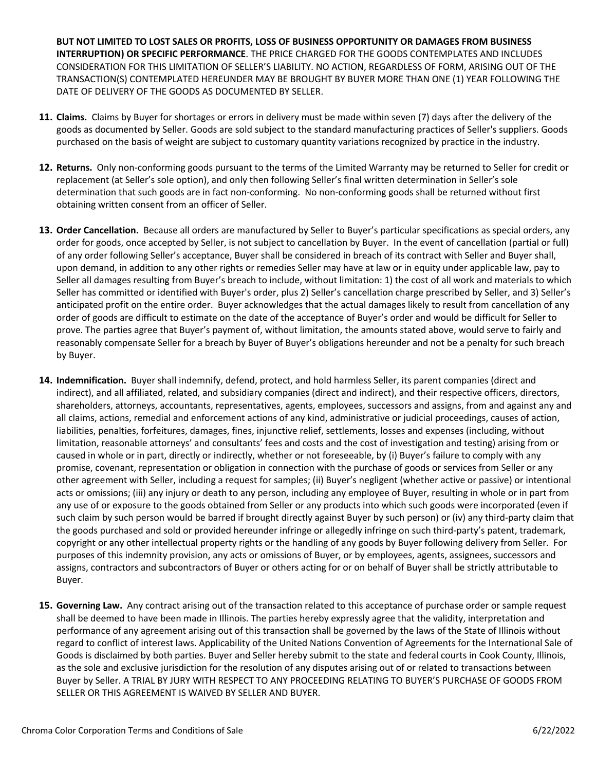**BUT NOT LIMITED TO LOST SALES OR PROFITS, LOSS OF BUSINESS OPPORTUNITY OR DAMAGES FROM BUSINESS INTERRUPTION) OR SPECIFIC PERFORMANCE**. THE PRICE CHARGED FOR THE GOODS CONTEMPLATES AND INCLUDES CONSIDERATION FOR THIS LIMITATION OF SELLER'S LIABILITY. NO ACTION, REGARDLESS OF FORM, ARISING OUT OF THE TRANSACTION(S) CONTEMPLATED HEREUNDER MAY BE BROUGHT BY BUYER MORE THAN ONE (1) YEAR FOLLOWING THE DATE OF DELIVERY OF THE GOODS AS DOCUMENTED BY SELLER.

11. **Claims.** Claims by Buyer for shortages or errors in delivery must be made within seven (7) days after the delivery of the goods as documented by Seller. Goods are sold subject to the standard manufacturing practices of Seller's suppliers. Goods purchased on the basis of weight are subject to customary quantity variations recognized by practice in the industry.

12. **Returns.** Only non-conforming goods pursuant to the terms of the Limited Warranty may be returned to Seller for credit or replacement (at Seller's sole option), and only then following Seller's final written determination in Seller's sole determination that such goods are in fact non-conforming. No non-conforming goods shall be returned without first obtaining written consent from an officer of Seller.

13. **Order Cancellation.** Because all orders are manufactured by Seller to Buyer's particular specifications as special orders, any order for goods, once accepted by Seller, is not subject to cancellation by Buyer. In the event of cancellation (partial or full) of any order following Seller's acceptance, Buyer shall be considered in breach of its contract with Seller and Buyer shall, upon demand, in addition to any other rights or remedies Seller may have at law or in equity under applicable law, pay to Seller all damages resulting from Buyer's breach to include, without limitation: 1) the cost of all work and materials to which Seller has committed or identified with Buyer's order, plus 2) Seller's cancellation charge prescribed by Seller, and 3) Seller's anticipated profit on the entire order. Buyer acknowledges that the actual damages likely to result from cancellation of any order of goods are difficult to estimate on the date of the acceptance of Buyer's order and would be difficult for Seller to prove. The parties agree that Buyer's payment of, without limitation, the amounts stated above, would serve to fairly and reasonably compensate Seller for a breach by Buyer of Buyer's obligations hereunder and not be a penalty for such breach by Buyer.

14. **Indemnification.** Buyer shall indemnify, defend, protect, and hold harmless Seller, its parent companies (direct and indirect), and all affiliated, related, and subsidiary companies (direct and indirect), and their respective officers, directors, shareholders, attorneys, accountants, representatives, agents, employees, successors and assigns, from and against any and all claims, actions, remedial and enforcement actions of any kind, administrative or judicial proceedings, causes of action, liabilities, penalties, forfeitures, damages, fines, injunctive relief, settlements, losses and expenses (including, without limitation, reasonable attorneys' and consultants' fees and costs and the cost of investigation and testing) arising from or caused in whole or in part, directly or indirectly, whether or not foreseeable, by (i) Buyer's failure to comply with any promise, covenant, representation or obligation in connection with the purchase of goods or services from Seller or any other agreement with Seller, including a request for samples; (ii) Buyer's negligent (whether active or passive) or intentional acts or omissions; (iii) any injury or death to any person, including any employee of Buyer, resulting in whole or in part from any use of or exposure to the goods obtained from Seller or any products into which such goods were incorporated (even if such claim by such person would be barred if brought directly against Buyer by such person) or (iv) any third-party claim that the goods purchased and sold or provided hereunder infringe or allegedly infringe on such third-party's patent, trademark, copyright or any other intellectual property rights or the handling of any goods by Buyer following delivery from Seller. For purposes of this indemnity provision, any acts or omissions of Buyer, or by employees, agents, assignees, successors and assigns, contractors and subcontractors of Buyer or others acting for or on behalf of Buyer shall be strictly attributable to Buyer.

15. **Governing Law.** Any contract arising out of the transaction related to this acceptance of purchase order or sample request shall be deemed to have been made in Illinois. The parties hereby expressly agree that the validity, interpretation and performance of any agreement arising out of this transaction shall be governed by the laws of the State of Illinois without regard to conflict of interest laws. Applicability of the United Nations Convention of Agreements for the International Sale of Goods is disclaimed by both parties. Buyer and Seller hereby submit to the state and federal courts in Cook County, Illinois, as the sole and exclusive jurisdiction for the resolution of any disputes arising out of or related to transactions between Buyer by Seller. A TRIAL BY JURY WITH RESPECT TO ANY PROCEEDING RELATING TO BUYER'S PURCHASE OF GOODS FROM SELLER OR THIS AGREEMENT IS WAIVED BY SELLER AND BUYER.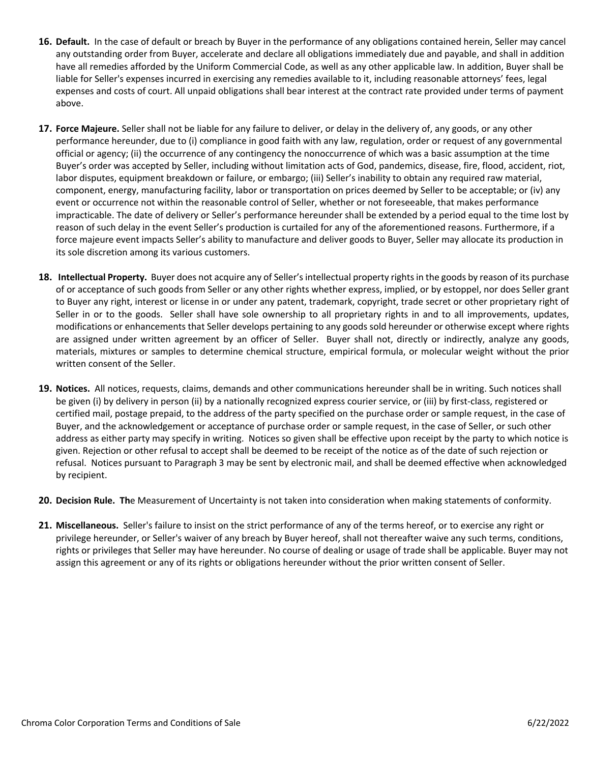16. **Default.** In the case of default or breach by Buyer in the performance of any obligations contained herein, Seller may cancel any outstanding order from Buyer, accelerate and declare all obligations immediately due and payable, and shall in addition have all remedies afforded by the Uniform Commercial Code, as well as any other applicable law. In addition, Buyer shall be liable for Seller's expenses incurred in exercising any remedies available to it, including reasonable attorneys' fees, legal expenses and costs of court. All unpaid obligations shall bear interest at the contract rate provided under terms of payment above.

17. **Force Majeure.** Seller shall not be liable for any failure to deliver, or delay in the delivery of, any goods, or any other performance hereunder, due to (i) compliance in good faith with any law, regulation, order or request of any governmental official or agency; (ii) the occurrence of any contingency the nonoccurrence of which was a basic assumption at the time Buyer's order was accepted by Seller, including without limitation acts of God, pandemics, disease, fire, flood, accident, riot, labor disputes, equipment breakdown or failure, or embargo; (iii) Seller's inability to obtain any required raw material, component, energy, manufacturing facility, labor or transportation on prices deemed by Seller to be acceptable; or (iv) any event or occurrence not within the reasonable control of Seller, whether or not foreseeable, that makes performance impracticable. The date of delivery or Seller's performance hereunder shall be extended by a period equal to the time lost by reason of such delay in the event Seller's production is curtailed for any of the aforementioned reasons. Furthermore, if a force majeure event impacts Seller's ability to manufacture and deliver goods to Buyer, Seller may allocate its production in its sole discretion among its various customers.

18. **Intellectual Property.** Buyer does not acquire any of Seller's intellectual property rights in the goods by reason of its purchase of or acceptance of such goods from Seller or any other rights whether express, implied, or by estoppel, nor does Seller grant to Buyer any right, interest or license in or under any patent, trademark, copyright, trade secret or other proprietary right of Seller in or to the goods. Seller shall have sole ownership to all proprietary rights in and to all improvements, updates, modifications or enhancements that Seller develops pertaining to any goods sold hereunder or otherwise except where rights are assigned under written agreement by an officer of Seller. Buyer shall not, directly or indirectly, analyze any goods, materials, mixtures or samples to determine chemical structure, empirical formula, or molecular weight without the prior written consent of the Seller.

19. **Notices.** All notices, requests, claims, demands and other communications hereunder shall be in writing. Such notices shall be given (i) by delivery in person (ii) by a nationally recognized express courier service, or (iii) by first-class, registered or certified mail, postage prepaid, to the address of the party specified on the purchase order or sample request, in the case of Buyer, and the acknowledgement or acceptance of purchase order or sample request, in the case of Seller, or such other address as either party may specify in writing. Notices so given shall be effective upon receipt by the party to which notice is given. Rejection or other refusal to accept shall be deemed to be receipt of the notice as of the date of such rejection or refusal. Notices pursuant to Paragraph 3 may be sent by electronic mail, and shall be deemed effective when acknowledged by recipient.

20. **Decision Rule. Th**e Measurement of Uncertainty is not taken into consideration when making statements of conformity.

21. **Miscellaneous.** Seller's failure to insist on the strict performance of any of the terms hereof, or to exercise any right or privilege hereunder, or Seller's waiver of any breach by Buyer hereof, shall not thereafter waive any such terms, conditions, rights or privileges that Seller may have hereunder. No course of dealing or usage of trade shall be applicable. Buyer may not assign this agreement or any of its rights or obligations hereunder without the prior written consent of Seller.